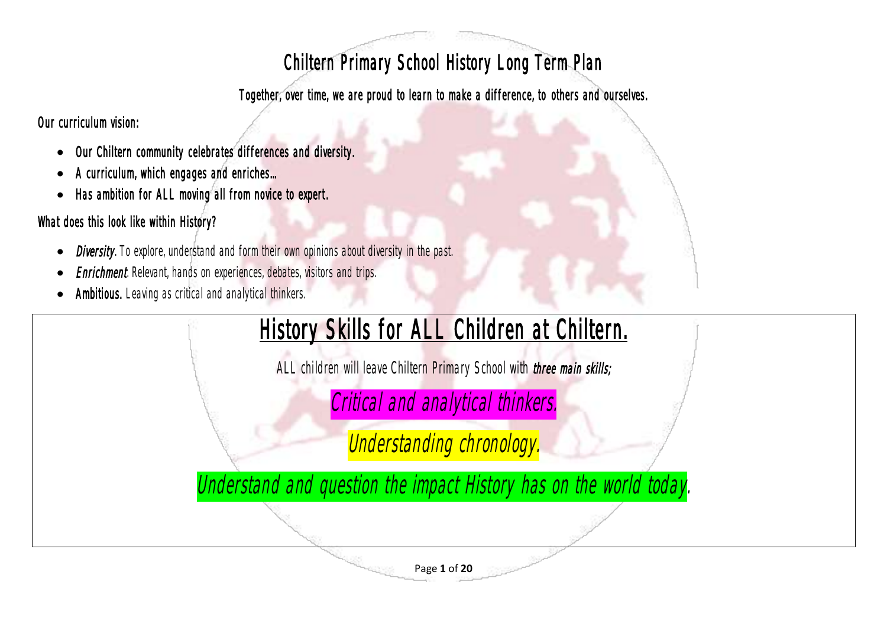# Chiltern Primary School History Long Term Plan

**Together, over time, we are proud to learn to make a difference, to others and ourselves.**

**Our curriculum vision:**

- **Our Chiltern community celebrates differences and diversity.**
- **A curriculum, which engages and enriches…**
- **Has ambition for ALL moving all from novice to expert.**

**What does this look like within History?**

- ***Diversity*.** To explore, understand and form their own opinions about diversity in the past.
- ***Enrichment*.** Relevant, hands on experiences, debates, visitors and trips.
- **Ambitious.** Leaving as critical and analytical thinkers.

## History Skills for ALL Children at Chiltern.

ALL children will leave Chiltern Primary School with ***three main skills;***

*Critical and analytical thinkers.*

*Understanding chronology.*

*Understand and question the impact History has on the world today.*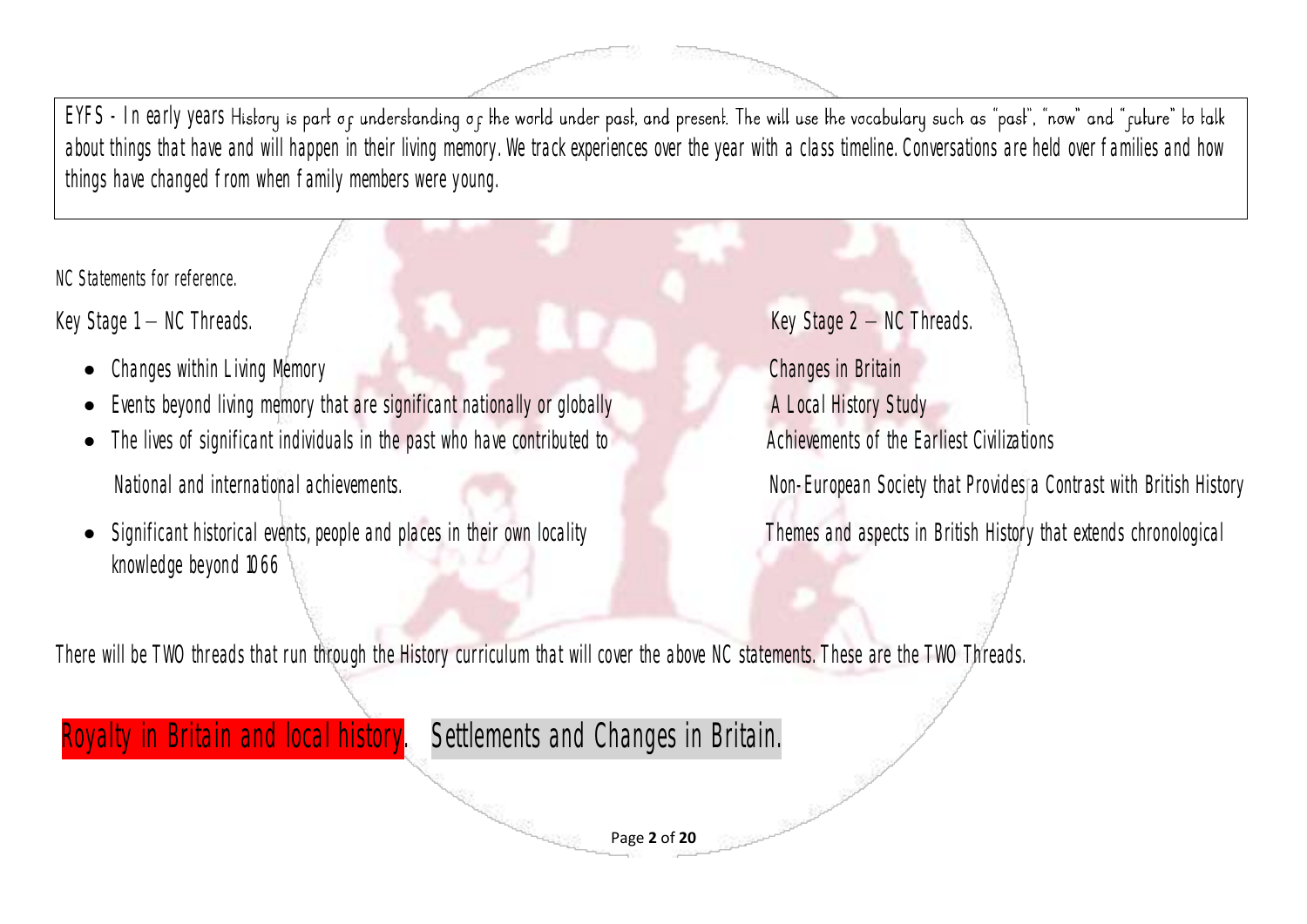EYFS - In early years History is part of understanding of the world under past, and present. The will use the vocabulary such as "past", "now" and "future" to talk about things that have and will happen in their living memory. We track experiences over the year with a class timeline. Conversations are held over families and how things have changed from when family members were young.

NC Statements for reference.

Key Stage 1 – NC Threads.

- Changes within Living Memory
- Events beyond living memory that are significant nationally or globally
- The lives of significant individuals in the past who have contributed to National and international achievements.
- Significant historical events, people and places in their own locality

Key Stage 2 – NC Threads.

Changes in Britain

A Local History Study

Achievements of the Earliest Civilizations

Non-European Society that Provides a Contrast with British History

Themes and aspects in British History that extends chronological knowledge beyond 1066

There will be TWO threads that run through the History curriculum that will cover the above NC statements. These are the TWO Threads.

Royalty in Britain and local history. Settlements and Changes in Britain.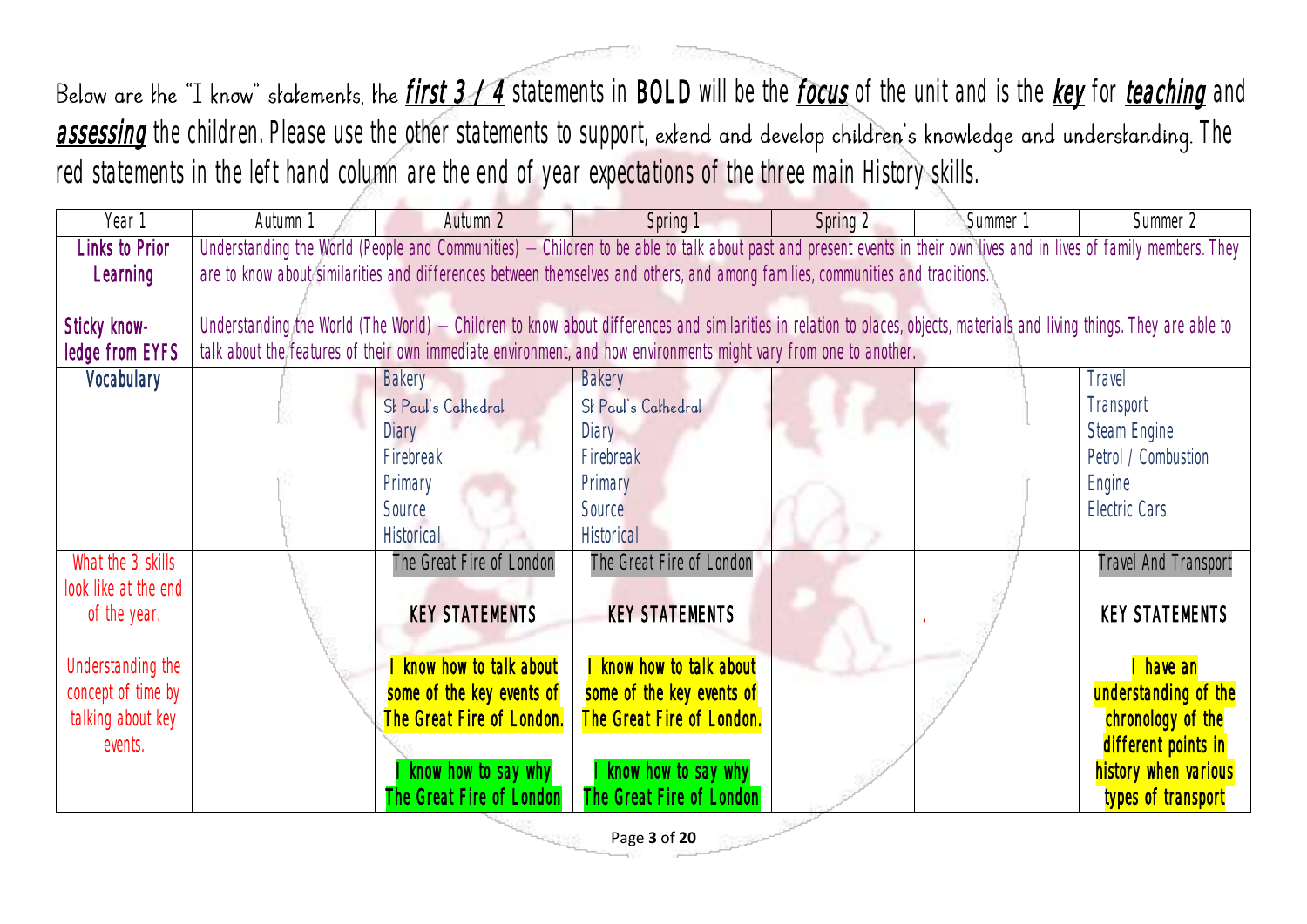Below are the "I know" statements, the ***first 3 / 4*** statements in **BOLD** will be the ***focus*** of the unit and is the ***key*** for ***teaching*** and ***assessing*** the children. Please use the other statements to support, extend and develop children's knowledge and understanding. The red statements in the left hand column are the end of year expectations of the three main History skills.

| Year 1 | Autumn 1 | Autumn 2 | Spring 1 | Spring 2 | Summer 1 | Summer 2 |
|---|---|---|---|---|---|---|
| **Links to Prior Learning**<br><br>**Sticky know-ledge from EYFS** | Understanding the World (People and Communities) – Children to be able to talk about past and present events in their own lives and in lives of family members. They are to know about similarities and differences between themselves and others, and among families, communities and traditions.<br><br>Understanding the World (The World) – Children to know about differences and similarities in relation to places, objects, materials and living things. They are able to talk about the features of their own immediate environment, and how environments might vary from one to another. | | | | | |
| **Vocabulary** | | Bakery<br>St Paul's Cathedral<br>Diary<br>Firebreak<br>Primary<br>Source<br>Historical | Bakery<br>St Paul's Cathedral<br>Diary<br>Firebreak<br>Primary<br>Source<br>Historical | | | Travel<br>Transport<br>Steam Engine<br>Petrol / Combustion<br>Engine<br>Electric Cars |
| What the 3 skills look like at the end of the year.<br><br>Understanding the concept of time by talking about key events. | | The Great Fire of London<br><br>**KEY STATEMENTS**<br><br>**I know how to talk about some of the key events of The Great Fire of London.**<br><br>**I know how to say why The Great Fire of London** | The Great Fire of London<br><br>**KEY STATEMENTS**<br><br>**I know how to talk about some of the key events of The Great Fire of London.**<br><br>**I know how to say why The Great Fire of London** | | . | Travel And Transport<br><br>**KEY STATEMENTS**<br><br>**I have an understanding of the chronology of the different points in history when various types of transport** |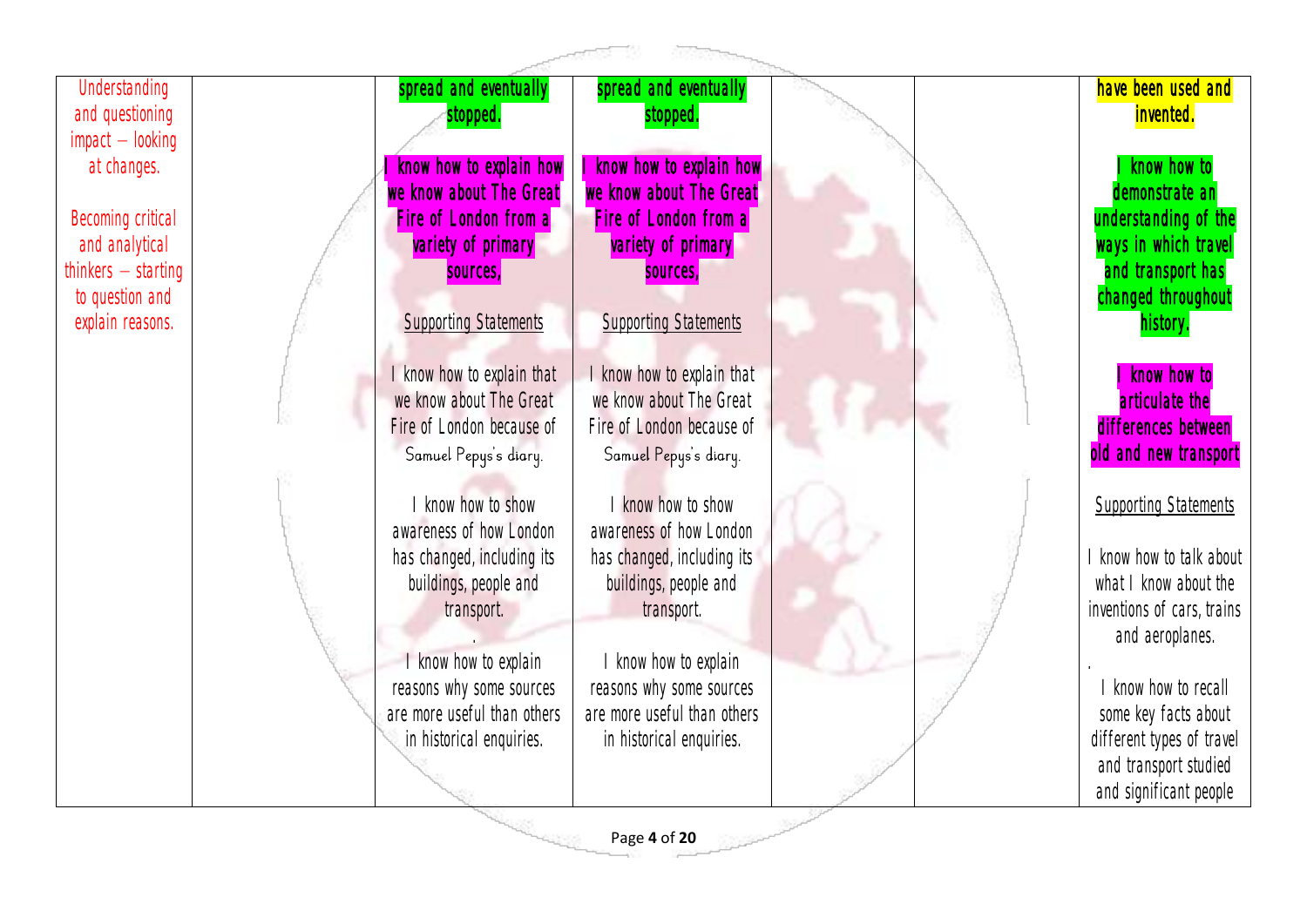| | | | | | | |
|---|---|---|---|---|---|---|
| Understanding and questioning impact – looking at changes.<br><br>Becoming critical and analytical thinkers – starting to question and explain reasons. | | **spread and eventually stopped.**<br><br>**I know how to explain how we know about The Great Fire of London from a variety of primary sources.**<br><br>Supporting Statements<br><br>I know how to explain that we know about The Great Fire of London because of Samuel Pepys's diary.<br><br>I know how to show awareness of how London has changed, including its buildings, people and transport.<br>.<br>I know how to explain reasons why some sources are more useful than others in historical enquiries. | **spread and eventually stopped.**<br><br>**I know how to explain how we know about The Great Fire of London from a variety of primary sources.**<br><br>Supporting Statements<br><br>I know how to explain that we know about The Great Fire of London because of Samuel Pepys's diary.<br><br>I know how to show awareness of how London has changed, including its buildings, people and transport.<br><br>I know how to explain reasons why some sources are more useful than others in historical enquiries. | | | **have been used and invented.**<br><br>**I know how to demonstrate an understanding of the ways in which travel and transport has changed throughout history.**<br><br>**I know how to articulate the differences between old and new transport**<br><br>Supporting Statements<br><br>I know how to talk about what I know about the inventions of cars, trains and aeroplanes.<br>.<br>I know how to recall some key facts about different types of travel and transport studied and significant people |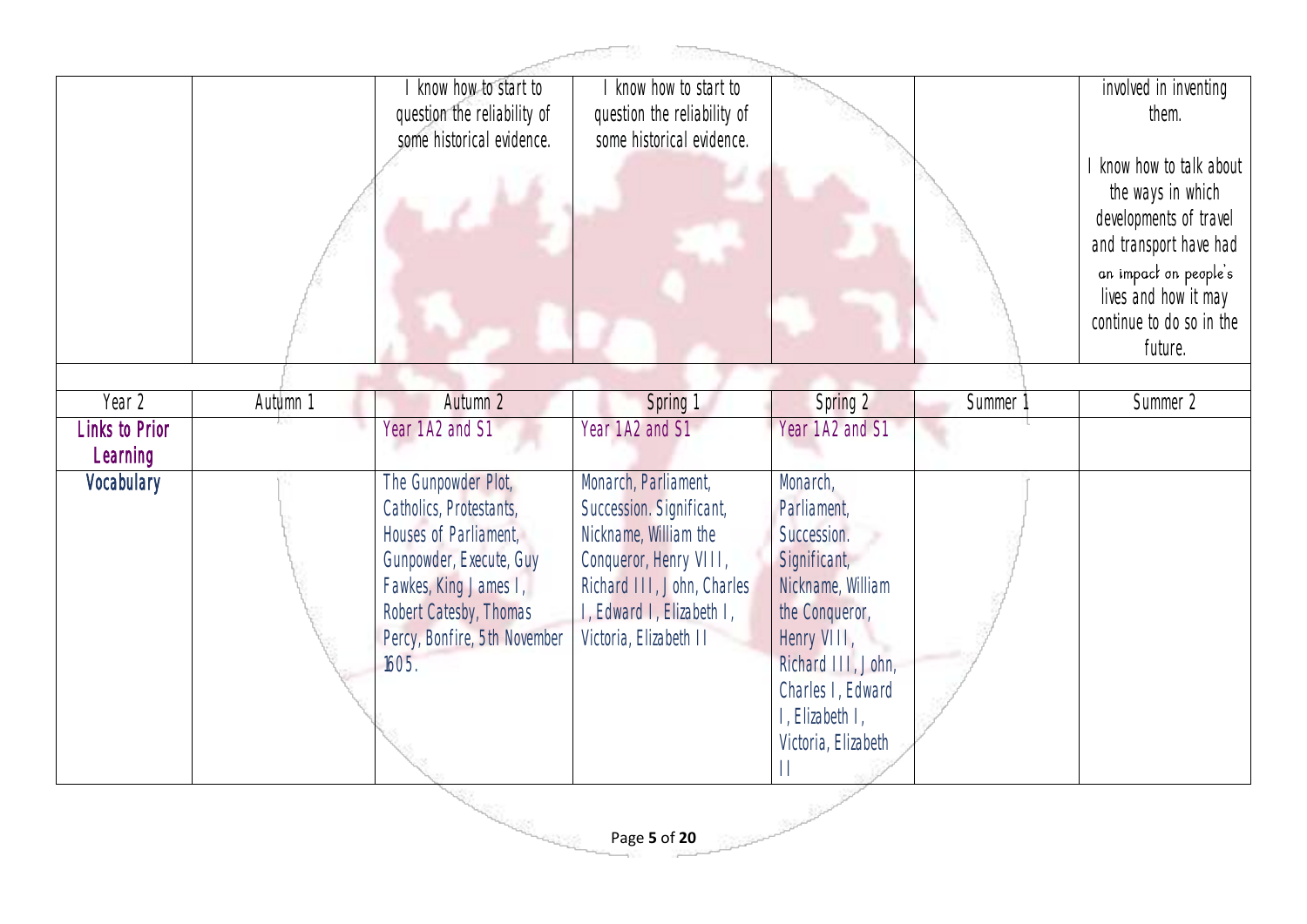| | | | | | | |
|---|---|---|---|---|---|---|
| | | I know how to start to question the reliability of some historical evidence. | I know how to start to question the reliability of some historical evidence. | | | involved in inventing them. I know how to talk about the ways in which developments of travel and transport have had an impact on people's lives and how it may continue to do so in the future. |

| Year 2 | Autumn 1 | Autumn 2 | Spring 1 | Spring 2 | Summer 1 | Summer 2 |
|---|---|---|---|---|---|---|
| **Links to Prior Learning** | | Year 1A2 and S1 | Year 1A2 and S1 | Year 1A2 and S1 | | |
| **Vocabulary** | | The Gunpowder Plot, Catholics, Protestants, Houses of Parliament, Gunpowder, Execute, Guy Fawkes, King James I, Robert Catesby, Thomas Percy, Bonfire, 5th November 1605. | Monarch, Parliament, Succession. Significant, Nickname, William the Conqueror, Henry VIII, Richard III, John, Charles I, Edward I, Elizabeth I, Victoria, Elizabeth II | Monarch, Parliament, Succession. Significant, Nickname, William the Conqueror, Henry VIII, Richard III, John, Charles I, Edward I, Elizabeth I, Victoria, Elizabeth II | | |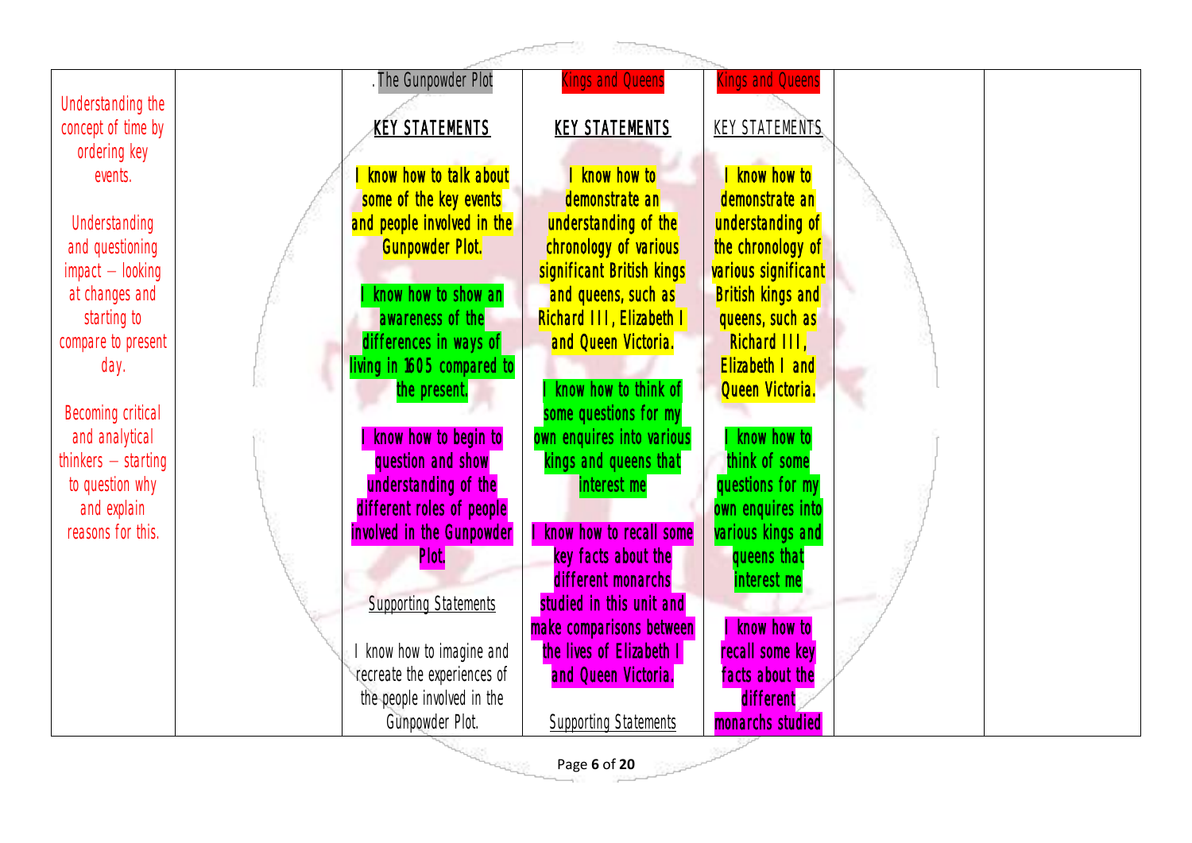| | | | | | | |
|---|---|---|---|---|---|---|
| Understanding the concept of time by ordering key events.<br><br>Understanding and questioning impact – looking at changes and starting to compare to present day.<br><br>Becoming critical and analytical thinkers – starting to question why and explain reasons for this. | | . The Gunpowder Plot<br><br>**KEY STATEMENTS**<br><br>I know how to talk about some of the key events and people involved in the Gunpowder Plot.<br><br>I know how to show an awareness of the differences in ways of living in 1605 compared to the present.<br><br>I know how to begin to question and show understanding of the different roles of people involved in the Gunpowder Plot.<br><br>Supporting Statements<br><br>I know how to imagine and recreate the experiences of the people involved in the Gunpowder Plot. | Kings and Queens<br><br>**KEY STATEMENTS**<br><br>I know how to demonstrate an understanding of the chronology of various significant British kings and queens, such as Richard III, Elizabeth I and Queen Victoria.<br><br>I know how to think of some questions for my own enquires into various kings and queens that interest me<br><br>I know how to recall some key facts about the different monarchs studied in this unit and make comparisons between the lives of Elizabeth I and Queen Victoria.<br><br>Supporting Statements | Kings and Queens<br><br>KEY STATEMENTS<br><br>I know how to demonstrate an understanding of the chronology of various significant British kings and queens, such as Richard III, Elizabeth I and Queen Victoria.<br><br>I know how to think of some questions for my own enquires into various kings and queens that interest me<br><br>I know how to recall some key facts about the different monarchs studied | | |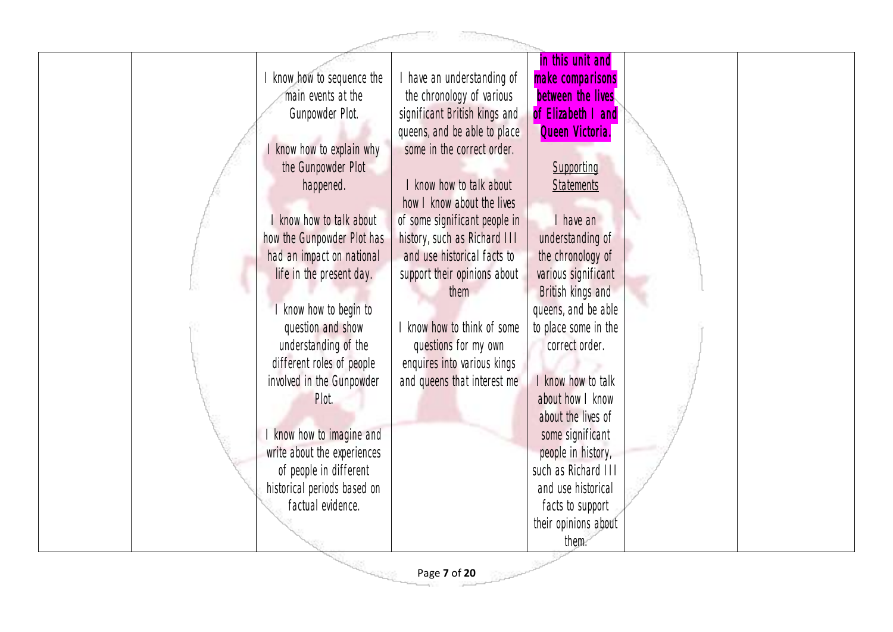|  |  | I know how to sequence the main events at the Gunpowder Plot.<br><br>I know how to explain why the Gunpowder Plot happened.<br><br>I know how to talk about how the Gunpowder Plot has had an impact on national life in the present day.<br><br>I know how to begin to question and show understanding of the different roles of people involved in the Gunpowder Plot.<br><br>I know how to imagine and write about the experiences of people in different historical periods based on factual evidence. | I have an understanding of the chronology of various significant British kings and queens, and be able to place some in the correct order.<br><br>I know how to talk about how I know about the lives of some significant people in history, such as Richard III and use historical facts to support their opinions about them<br><br>I know how to think of some questions for my own enquires into various kings and queens that interest me | **in this unit and make comparisons between the lives of Elizabeth I and Queen Victoria.**<br><br><u>Supporting Statements</u><br><br>I have an understanding of the chronology of various significant British kings and queens, and be able to place some in the correct order.<br><br>I know how to talk about how I know about the lives of some significant people in history, such as Richard III and use historical facts to support their opinions about them. |  |  |
|---|---|---|---|---|---|---|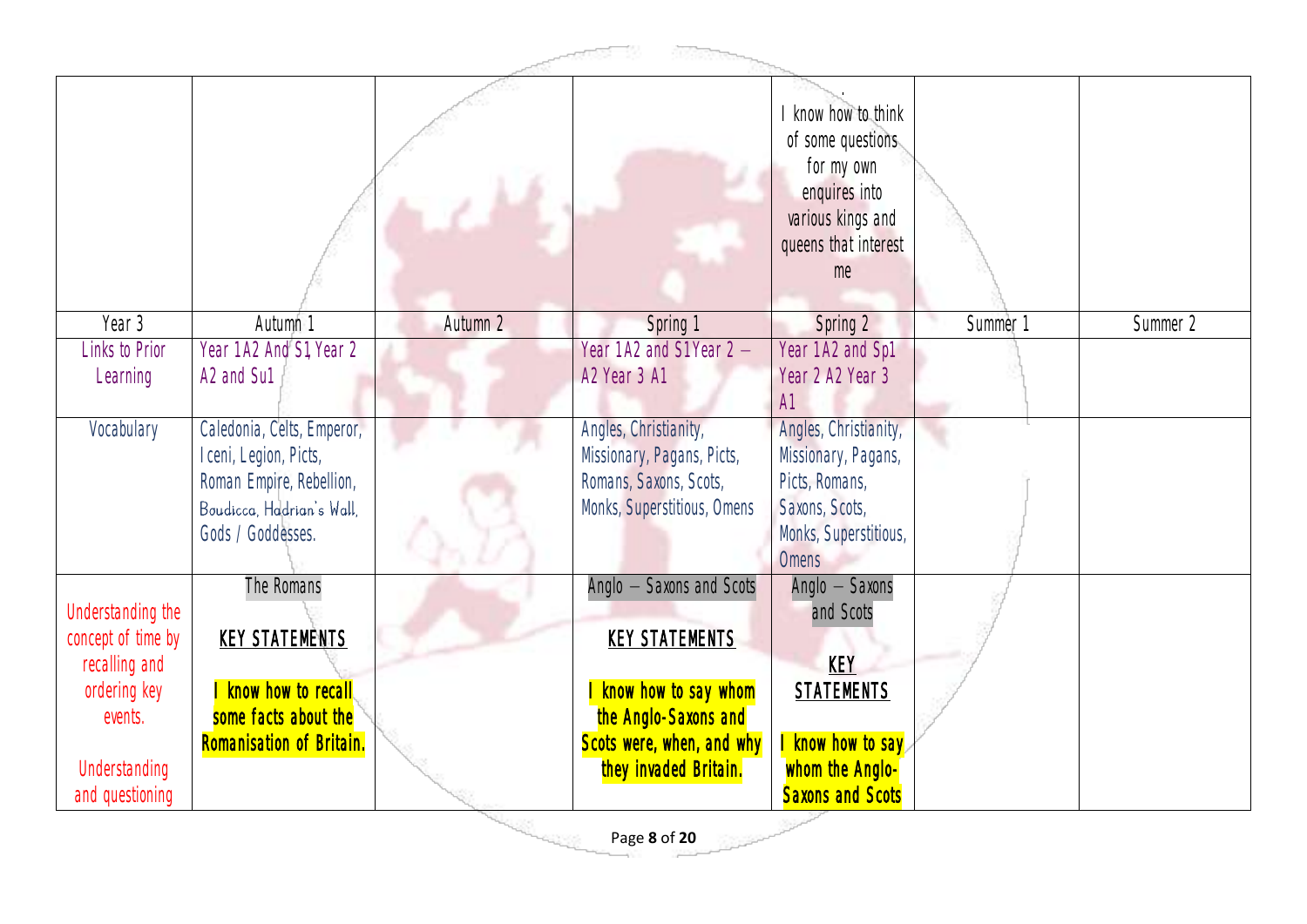| | | | | . I know how to think of some questions for my own enquires into various kings and queens that interest me | | |
|---|---|---|---|---|---|---|
| Year 3 | Autumn 1 | Autumn 2 | Spring 1 | Spring 2 | Summer 1 | Summer 2 |
| Links to Prior Learning | Year 1A2 And S1, Year 2 A2 and Su1 | | Year 1A2 and S1Year 2 – A2 Year 3 A1 | Year 1A2 and Sp1 Year 2 A2 Year 3 A1 | | |
| Vocabulary | Caledonia, Celts, Emperor, Iceni, Legion, Picts, Roman Empire, Rebellion, Boudicca, Hadrian's Wall, Gods / Goddesses. | | Angles, Christianity, Missionary, Pagans, Picts, Romans, Saxons, Scots, Monks, Superstitious, Omens | Angles, Christianity, Missionary, Pagans, Picts, Romans, Saxons, Scots, Monks, Superstitious, Omens | | |
| Understanding the concept of time by recalling and ordering key events.<br><br>Understanding and questioning | The Romans<br><br>**KEY STATEMENTS**<br><br>**I know how to recall some facts about the Romanisation of Britain.** | | Anglo – Saxons and Scots<br><br>**KEY STATEMENTS**<br><br>**I know how to say whom the Anglo-Saxons and Scots were, when, and why they invaded Britain.** | Anglo – Saxons and Scots<br><br>**KEY STATEMENTS**<br><br>**I know how to say whom the Anglo-Saxons and Scots** | | |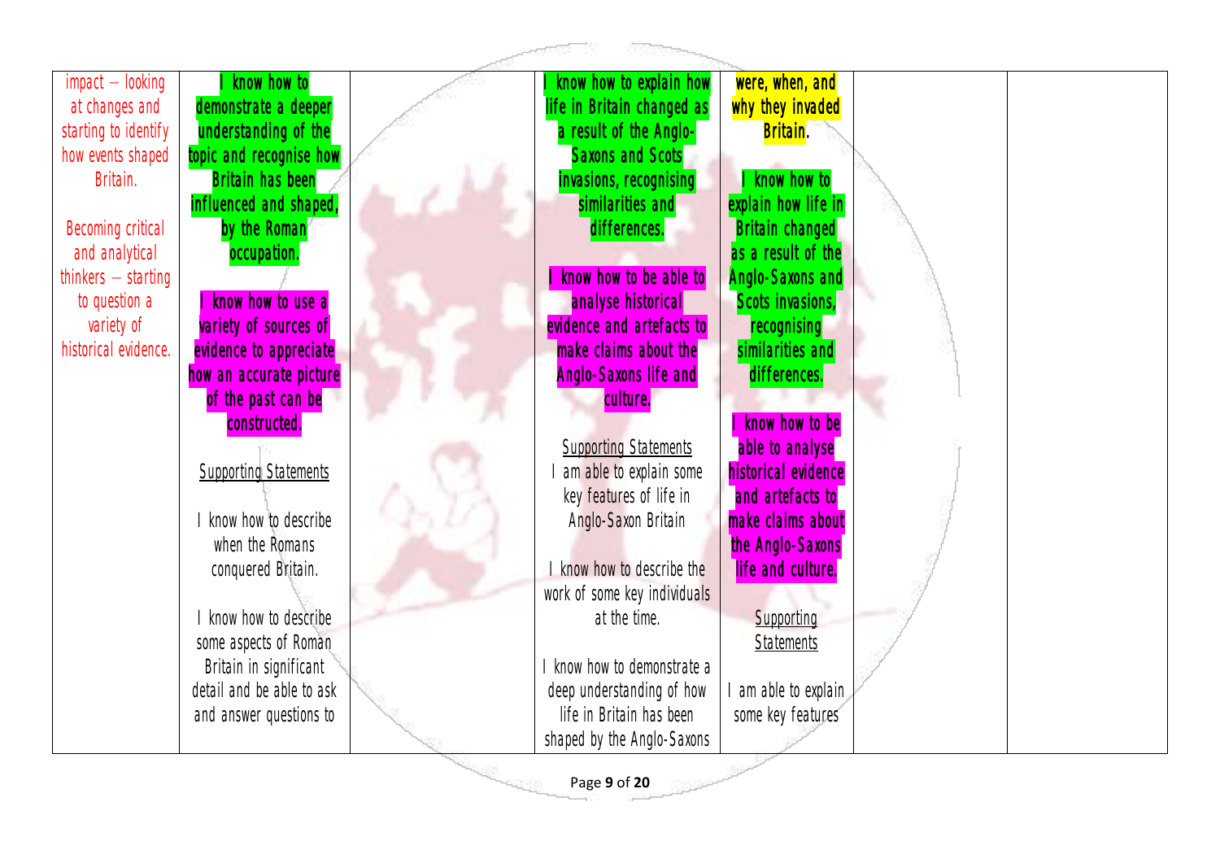| | | | | | | |
|---|---|---|---|---|---|---|
| impact – looking at changes and starting to identify how events shaped Britain.<br><br>Becoming critical and analytical thinkers – starting to question a variety of historical evidence. | **I know how to demonstrate a deeper understanding of the topic and recognise how Britain has been influenced and shaped, by the Roman occupation.**<br><br>**I know how to use a variety of sources of evidence to appreciate how an accurate picture of the past can be constructed.**<br><br><u>Supporting Statements</u><br><br>I know how to describe when the Romans conquered Britain.<br><br>I know how to describe some aspects of Roman Britain in significant detail and be able to ask and answer questions to | | **I know how to explain how life in Britain changed as a result of the Anglo-Saxons and Scots invasions, recognising similarities and differences.**<br><br>**I know how to be able to analyse historical evidence and artefacts to make claims about the Anglo-Saxons life and culture.**<br><br><u>Supporting Statements</u><br>I am able to explain some key features of life in Anglo-Saxon Britain<br><br>I know how to describe the work of some key individuals at the time.<br><br>I know how to demonstrate a deep understanding of how life in Britain has been shaped by the Anglo-Saxons | **were, when, and why they invaded Britain.**<br><br>**I know how to explain how life in Britain changed as a result of the Anglo-Saxons and Scots invasions, recognising similarities and differences.**<br><br>**I know how to be able to analyse historical evidence and artefacts to make claims about the Anglo-Saxons life and culture.**<br><br><u>Supporting Statements</u><br><br>I am able to explain some key features | | |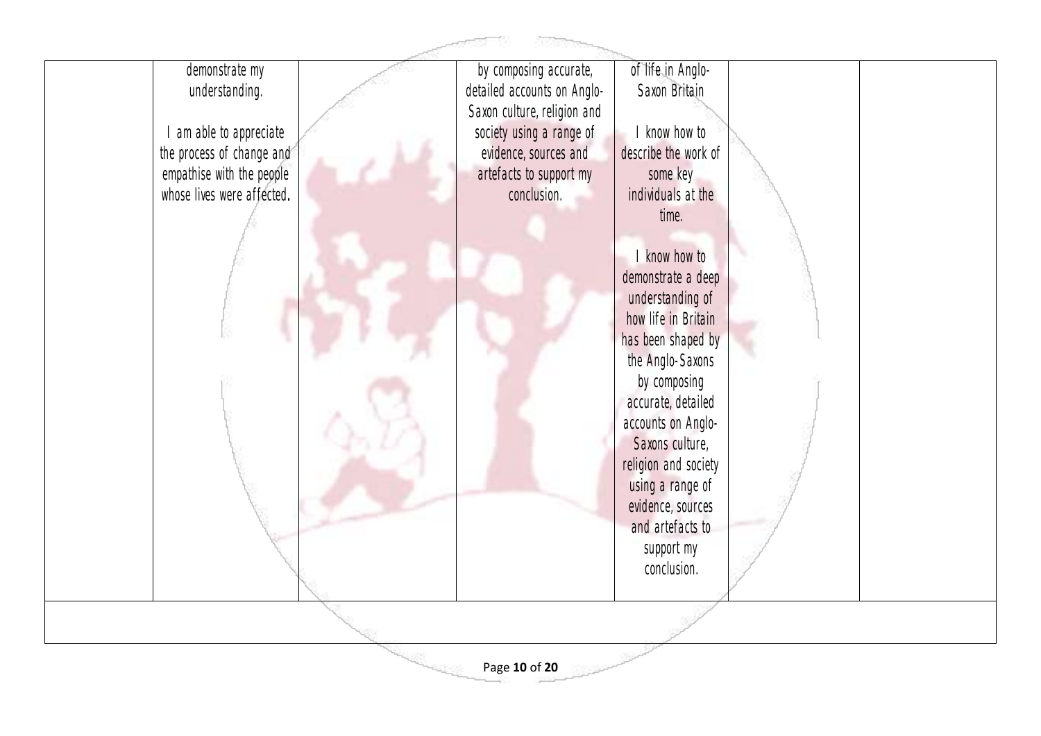| | | | | | | |
|---|---|---|---|---|---|---|
| | demonstrate my understanding.<br><br>I am able to appreciate the process of change and empathise with the people whose lives were affected. | | by composing accurate, detailed accounts on Anglo-Saxon culture, religion and society using a range of evidence, sources and artefacts to support my conclusion. | of life in Anglo-Saxon Britain<br><br>I know how to describe the work of some key individuals at the time.<br><br>I know how to demonstrate a deep understanding of how life in Britain has been shaped by the Anglo-Saxons by composing accurate, detailed accounts on Anglo-Saxons culture, religion and society using a range of evidence, sources and artefacts to support my conclusion. | | |
| | | | | | | |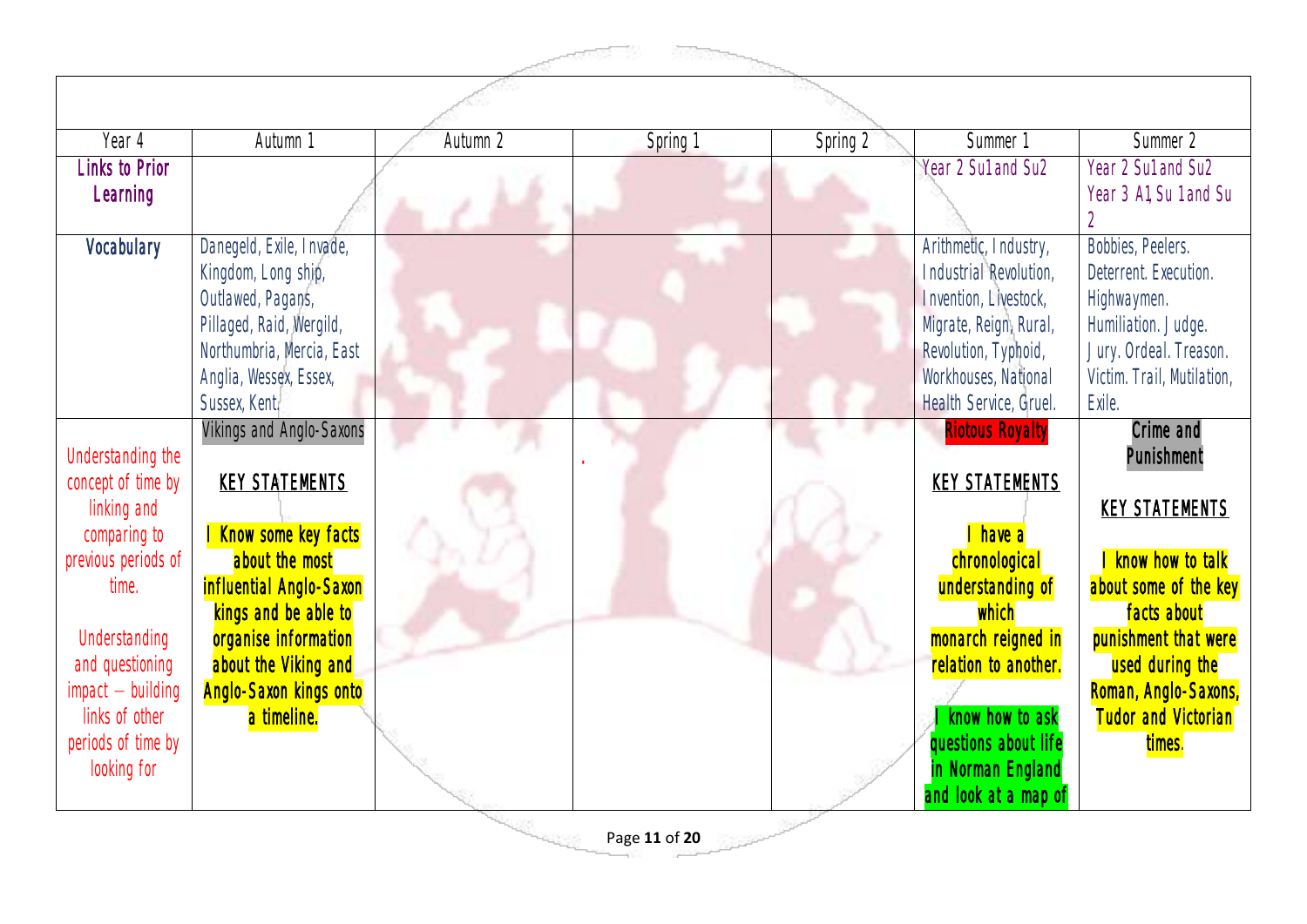| Year 4 | Autumn 1 | Autumn 2 | Spring 1 | Spring 2 | Summer 1 | Summer 2 |
|---|---|---|---|---|---|---|
| **Links to Prior Learning** | | | | | Year 2 Su1and Su2 | Year 2 Su1and Su2<br>Year 3 A1, Su 1and Su 2 |
| **Vocabulary** | Danegeld, Exile, Invade, Kingdom, Long ship, Outlawed, Pagans, Pillaged, Raid, Wergild, Northumbria, Mercia, East Anglia, Wessex, Essex, Sussex, Kent. | | | | Arithmetic, Industry, Industrial Revolution, Invention, Livestock, Migrate, Reign, Rural, Revolution, Typhoid, Workhouses, National Health Service, Gruel. | Bobbies, Peelers. Deterrent. Execution. Highwaymen. Humiliation. Judge. Jury. Ordeal. Treason. Victim. Trail, Mutilation, Exile. |
| Understanding the concept of time by linking and comparing to previous periods of time.<br><br>Understanding and questioning impact – building links of other periods of time by looking for | Vikings and Anglo-Saxons<br><br>**KEY STATEMENTS**<br><br>**I Know some key facts about the most influential Anglo-Saxon kings and be able to organise information about the Viking and Anglo-Saxon kings onto a timeline.** | | . | | **Riotous Royalty**<br><br>**KEY STATEMENTS**<br><br>**I have a chronological understanding of which monarch reigned in relation to another.**<br><br>**I know how to ask questions about life in Norman England and look at a map of** | **Crime and Punishment**<br><br>**KEY STATEMENTS**<br><br>**I know how to talk about some of the key facts about punishment that were used during the Roman, Anglo-Saxons, Tudor and Victorian times.** |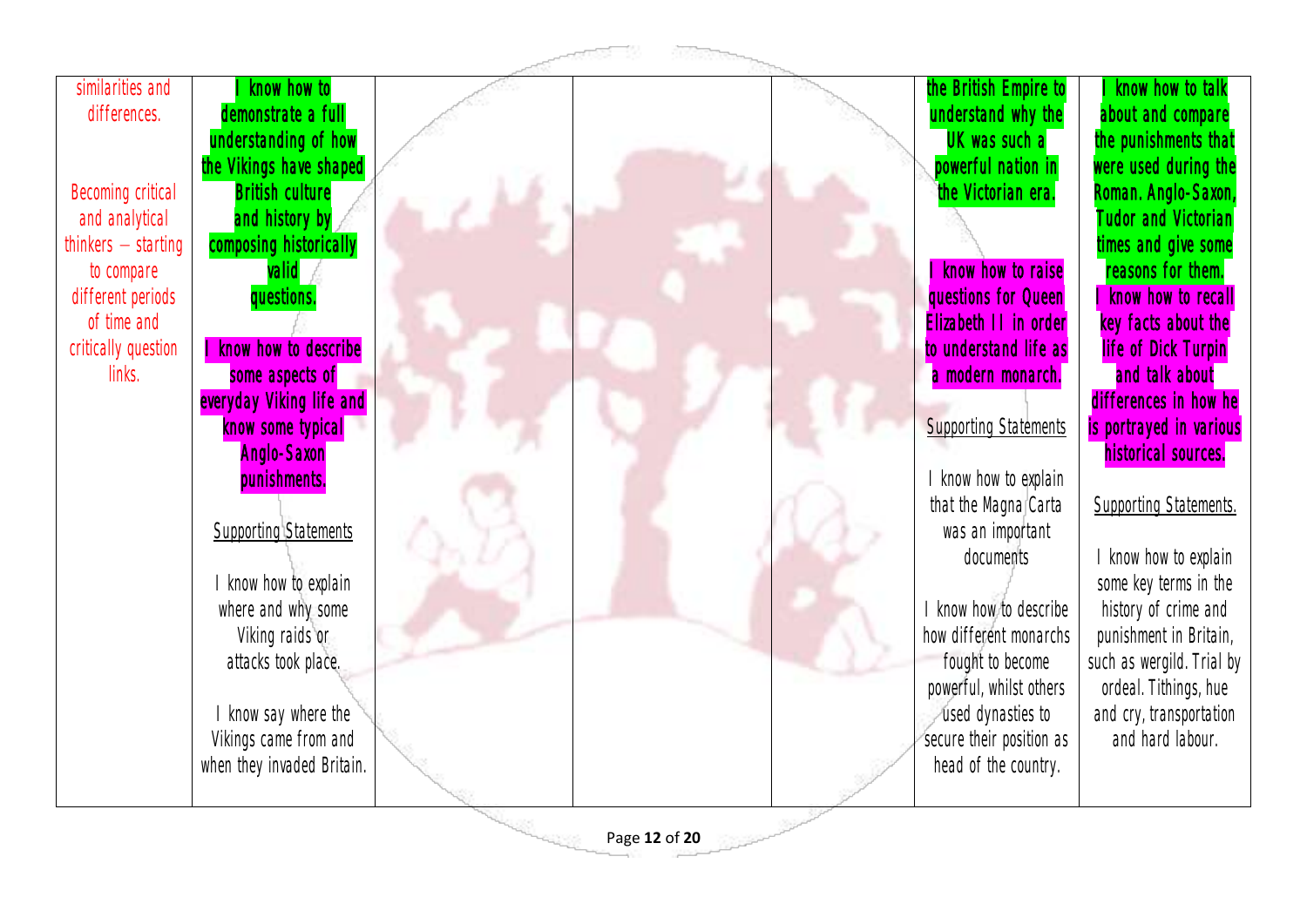| | | | | | | |
|---|---|---|---|---|---|---|
| similarities and differences.<br><br>Becoming critical and analytical thinkers – starting to compare different periods of time and critically question links. | **I know how to demonstrate a full understanding of how the Vikings have shaped British culture and history by composing historically valid questions.**<br><br>**I know how to describe some aspects of everyday Viking life and know some typical Anglo-Saxon punishments.**<br><br>Supporting Statements<br><br>I know how to explain where and why some Viking raids or attacks took place.<br><br>I know say where the Vikings came from and when they invaded Britain. | | | | **the British Empire to understand why the UK was such a powerful nation in the Victorian era.**<br><br>**I know how to raise questions for Queen Elizabeth II in order to understand life as a modern monarch.**<br><br>Supporting Statements<br><br>I know how to explain that the Magna Carta was an important documents<br><br>I know how to describe how different monarchs fought to become powerful, whilst others used dynasties to secure their position as head of the country. | **I know how to talk about and compare the punishments that were used during the Roman. Anglo-Saxon, Tudor and Victorian times and give some reasons for them.**<br>**I know how to recall key facts about the life of Dick Turpin and talk about differences in how he is portrayed in various historical sources.**<br><br>Supporting Statements.<br><br>I know how to explain some key terms in the history of crime and punishment in Britain, such as wergild. Trial by ordeal. Tithings, hue and cry, transportation and hard labour. |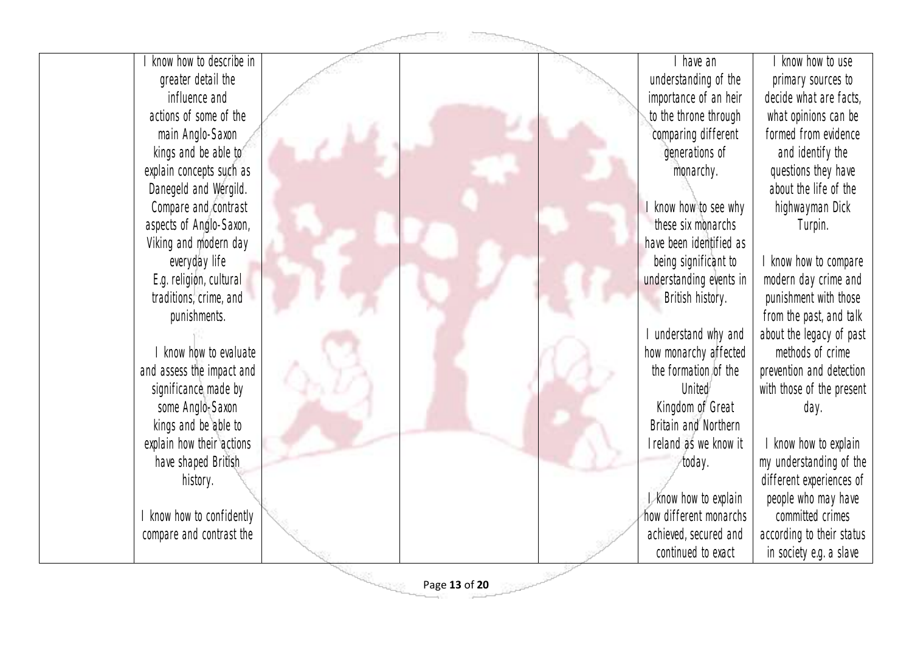|  |  |  |  |  |  |  |
|---|---|---|---|---|---|---|
|  | I know how to describe in greater detail the influence and actions of some of the main Anglo-Saxon kings and be able to explain concepts such as Danegeld and Wergild. Compare and contrast aspects of Anglo-Saxon, Viking and modern day everyday life E.g. religion, cultural traditions, crime, and punishments.<br><br>I know how to evaluate and assess the impact and significance made by some Anglo-Saxon kings and be able to explain how their actions have shaped British history.<br><br>I know how to confidently compare and contrast the |  |  |  | I have an understanding of the importance of an heir to the throne through comparing different generations of monarchy.<br><br>I know how to see why these six monarchs have been identified as being significant to understanding events in British history.<br><br>I understand why and how monarchy affected the formation of the United Kingdom of Great Britain and Northern Ireland as we know it today.<br><br>I know how to explain how different monarchs achieved, secured and continued to exact | I know how to use primary sources to decide what are facts, what opinions can be formed from evidence and identify the questions they have about the life of the highwayman Dick Turpin.<br><br>I know how to compare modern day crime and punishment with those from the past, and talk about the legacy of past methods of crime prevention and detection with those of the present day.<br><br>I know how to explain my understanding of the different experiences of people who may have committed crimes according to their status in society e.g. a slave |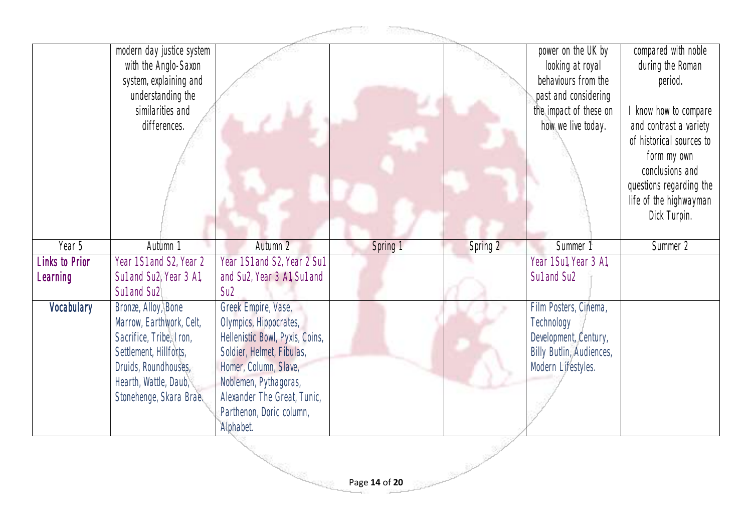| | | | | | | |
|---|---|---|---|---|---|---|
| | modern day justice system with the Anglo-Saxon system, explaining and understanding the similarities and differences. | | | | power on the UK by looking at royal behaviours from the past and considering the impact of these on how we live today. | compared with noble during the Roman period.<br><br>I know how to compare and contrast a variety of historical sources to form my own conclusions and questions regarding the life of the highwayman Dick Turpin. |
| Year 5 | Autumn 1 | Autumn 2 | Spring 1 | Spring 2 | Summer 1 | Summer 2 |
| **Links to Prior Learning** | Year 1S1and S2, Year 2 Su1and Su2, Year 3 A1, Su1and Su2 | Year 1S1and S2, Year 2 Su1 and Su2, Year 3 A1, Su1and Su2 | | | Year 1Su1, Year 3 A1, Su1and Su2 | |
| **Vocabulary** | Bronze, Alloy, Bone Marrow, Earthwork, Celt, Sacrifice, Tribe, Iron, Settlement, Hillforts, Druids, Roundhouses, Hearth, Wattle, Daub, Stonehenge, Skara Brae. | Greek Empire, Vase, Olympics, Hippocrates, Hellenistic Bowl, Pyxis, Coins, Soldier, Helmet, Fibulas, Homer, Column, Slave, Noblemen, Pythagoras, Alexander The Great, Tunic, Parthenon, Doric column, Alphabet. | | | Film Posters, Cinema, Technology Development, Century, Billy Butlin, Audiences, Modern Lifestyles. | |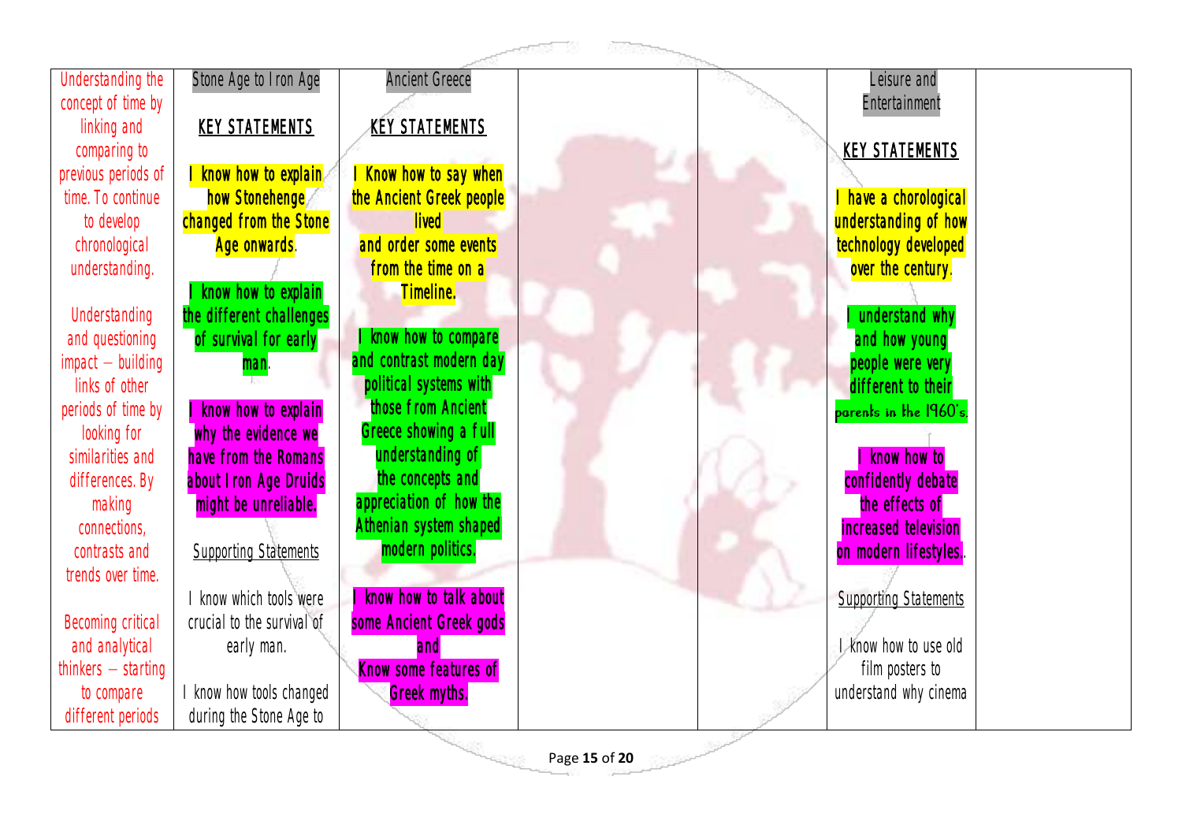| Understanding the concept of time by linking and comparing to previous periods of time. To continue to develop chronological understanding.<br><br>Understanding and questioning impact – building links of other periods of time by looking for similarities and differences. By making connections, contrasts and trends over time.<br><br>Becoming critical and analytical thinkers – starting to compare different periods | Stone Age to Iron Age<br><br>KEY STATEMENTS<br><br>I know how to explain how Stonehenge changed from the Stone Age onwards.<br><br>I know how to explain the different challenges of survival for early man.<br><br>I know how to explain why the evidence we have from the Romans about Iron Age Druids might be unreliable.<br><br>Supporting Statements<br><br>I know which tools were crucial to the survival of early man.<br><br>I know how tools changed during the Stone Age to | Ancient Greece<br><br>KEY STATEMENTS<br><br>I Know how to say when the Ancient Greek people lived and order some events from the time on a Timeline.<br><br>I know how to compare and contrast modern day political systems with those from Ancient Greece showing a full understanding of the concepts and appreciation of how the Athenian system shaped modern politics.<br><br>I know how to talk about some Ancient Greek gods and Know some features of Greek myths. | | | Leisure and Entertainment<br><br>KEY STATEMENTS<br><br>I have a chorological understanding of how technology developed over the century.<br><br>I understand why and how young people were very different to their parents in the 1960's.<br><br>I know how to confidently debate the effects of increased television on modern lifestyles..<br><br>Supporting Statements<br><br>I know how to use old film posters to understand why cinema | |
|---|---|---|---|---|---|---|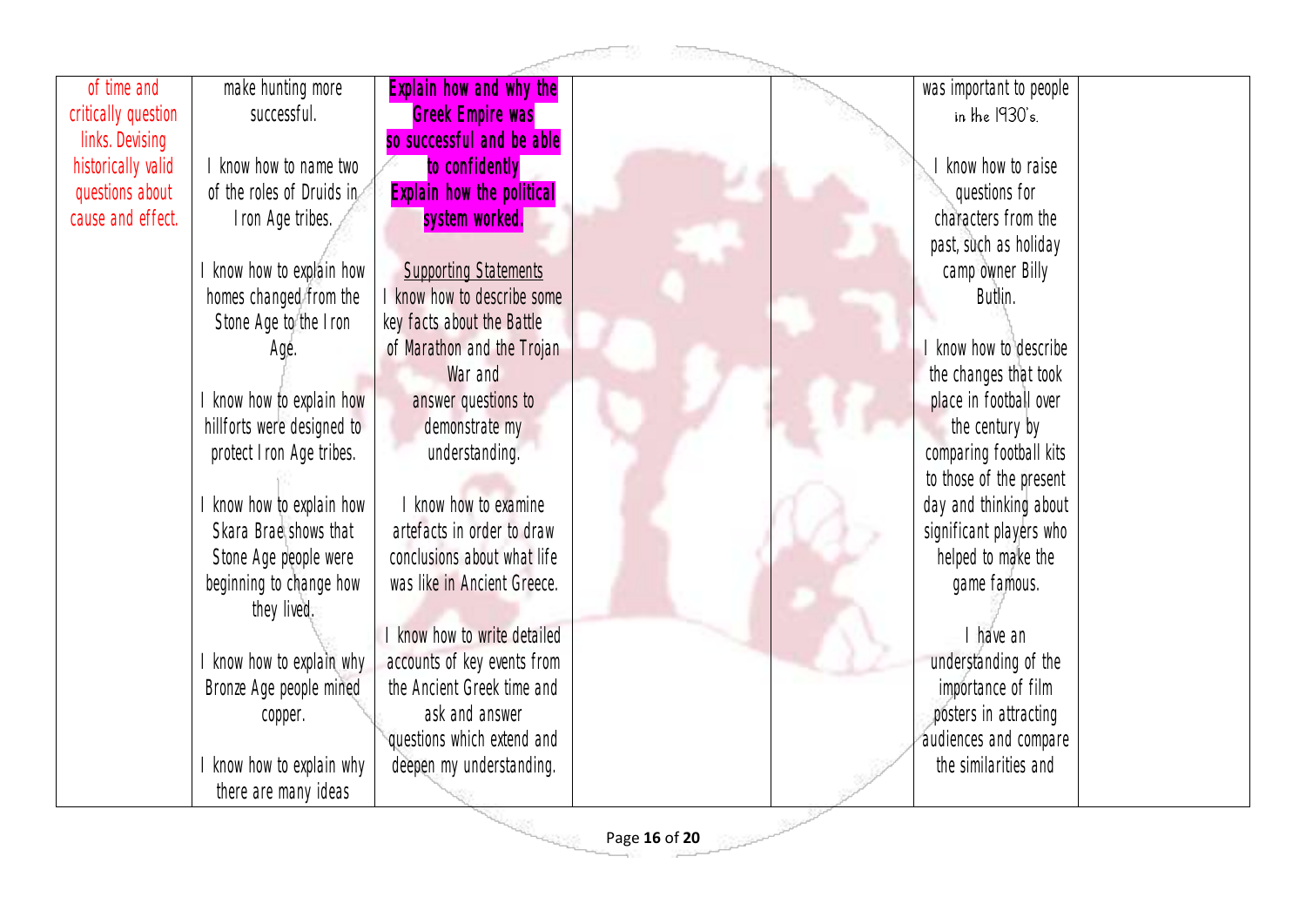| | | | | | | |
|---|---|---|---|---|---|---|
| of time and critically question links. Devising historically valid questions about cause and effect. | make hunting more successful.<br><br>I know how to name two of the roles of Druids in Iron Age tribes.<br><br>I know how to explain how homes changed from the Stone Age to the Iron Age.<br><br>I know how to explain how hillforts were designed to protect Iron Age tribes.<br><br>I know how to explain how Skara Brae shows that Stone Age people were beginning to change how they lived.<br><br>I know how to explain why Bronze Age people mined copper.<br><br>I know how to explain why there are many ideas | **Explain how and why the Greek Empire was so successful and be able to confidently Explain how the political system worked.**<br><br><u>Supporting Statements</u><br>I know how to describe some key facts about the Battle of Marathon and the Trojan War and answer questions to demonstrate my understanding.<br><br>I know how to examine artefacts in order to draw conclusions about what life was like in Ancient Greece.<br><br>I know how to write detailed accounts of key events from the Ancient Greek time and ask and answer questions which extend and deepen my understanding. | | | was important to people in the 1930's.<br><br>I know how to raise questions for characters from the past, such as holiday camp owner Billy Butlin.<br><br>I know how to describe the changes that took place in football over the century by comparing football kits to those of the present day and thinking about significant players who helped to make the game famous.<br><br>I have an understanding of the importance of film posters in attracting audiences and compare the similarities and | |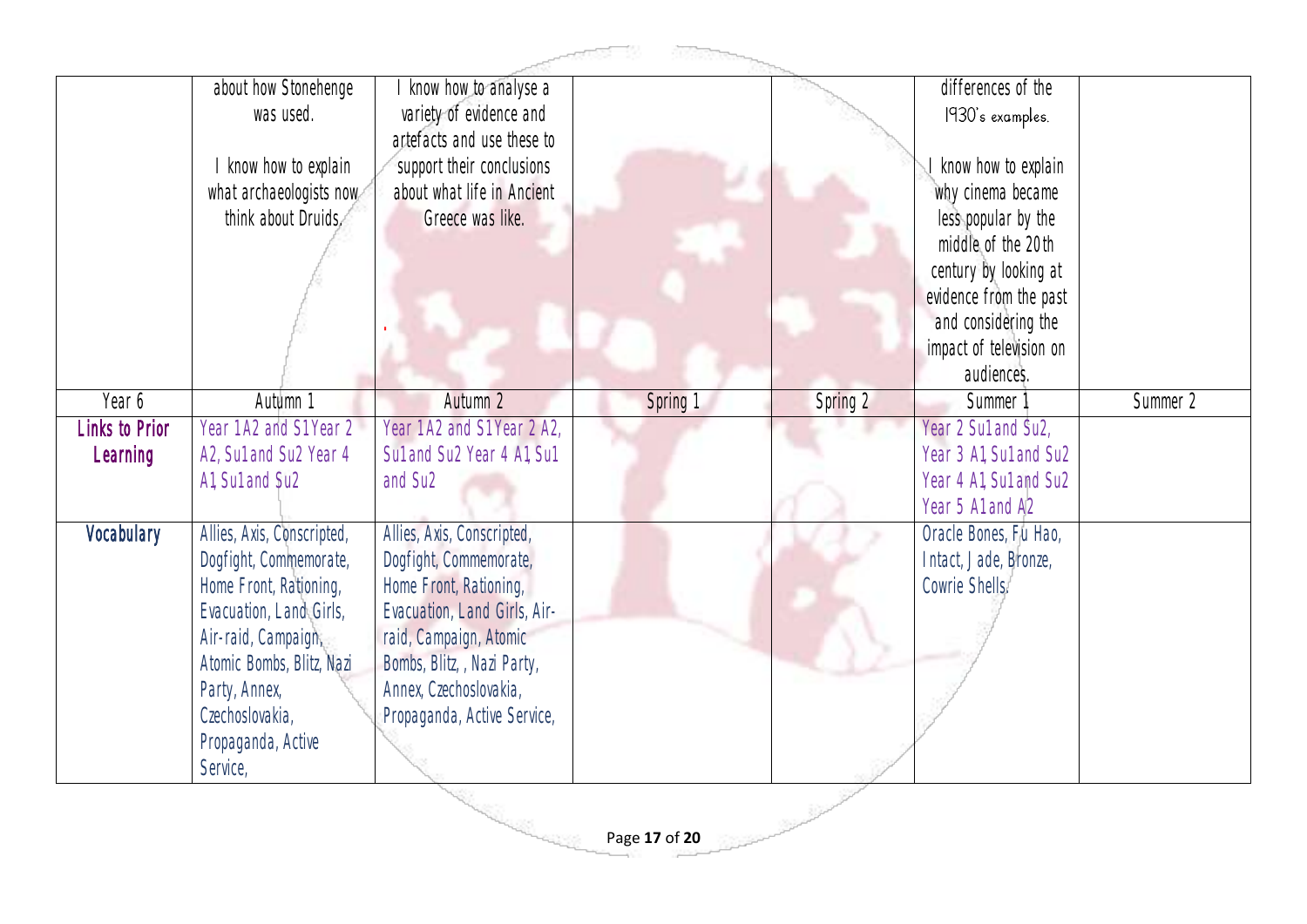| | about how Stonehenge was used.<br><br>I know how to explain what archaeologists now think about Druids. | I know how to analyse a variety of evidence and artefacts and use these to support their conclusions about what life in Ancient Greece was like.<br><br>. | | | differences of the 1930's examples.<br><br>I know how to explain why cinema became less popular by the middle of the 20th century by looking at evidence from the past and considering the impact of television on audiences. | |
|---|---|---|---|---|---|---|
| Year 6 | Autumn 1 | Autumn 2 | Spring 1 | Spring 2 | Summer 1 | Summer 2 |
| **Links to Prior Learning** | Year 1A2 and S1 Year 2 A2, Su1 and Su2 Year 4 A1, Su1 and Su2 | Year 1A2 and S1 Year 2 A2, Su1 and Su2 Year 4 A1, Su1 and Su2 | | | Year 2 Su1 and Su2, Year 3 A1, Su1 and Su2 Year 4 A1, Su1 and Su2 Year 5 A1 and A2 | |
| **Vocabulary** | Allies, Axis, Conscripted, Dogfight, Commemorate, Home Front, Rationing, Evacuation, Land Girls, Air-raid, Campaign, Atomic Bombs, Blitz, Nazi Party, Annex, Czechoslovakia, Propaganda, Active Service, | Allies, Axis, Conscripted, Dogfight, Commemorate, Home Front, Rationing, Evacuation, Land Girls, Air-raid, Campaign, Atomic Bombs, Blitz, , Nazi Party, Annex, Czechoslovakia, Propaganda, Active Service, | | | Oracle Bones, Fu Hao, Intact, Jade, Bronze, Cowrie Shells. | |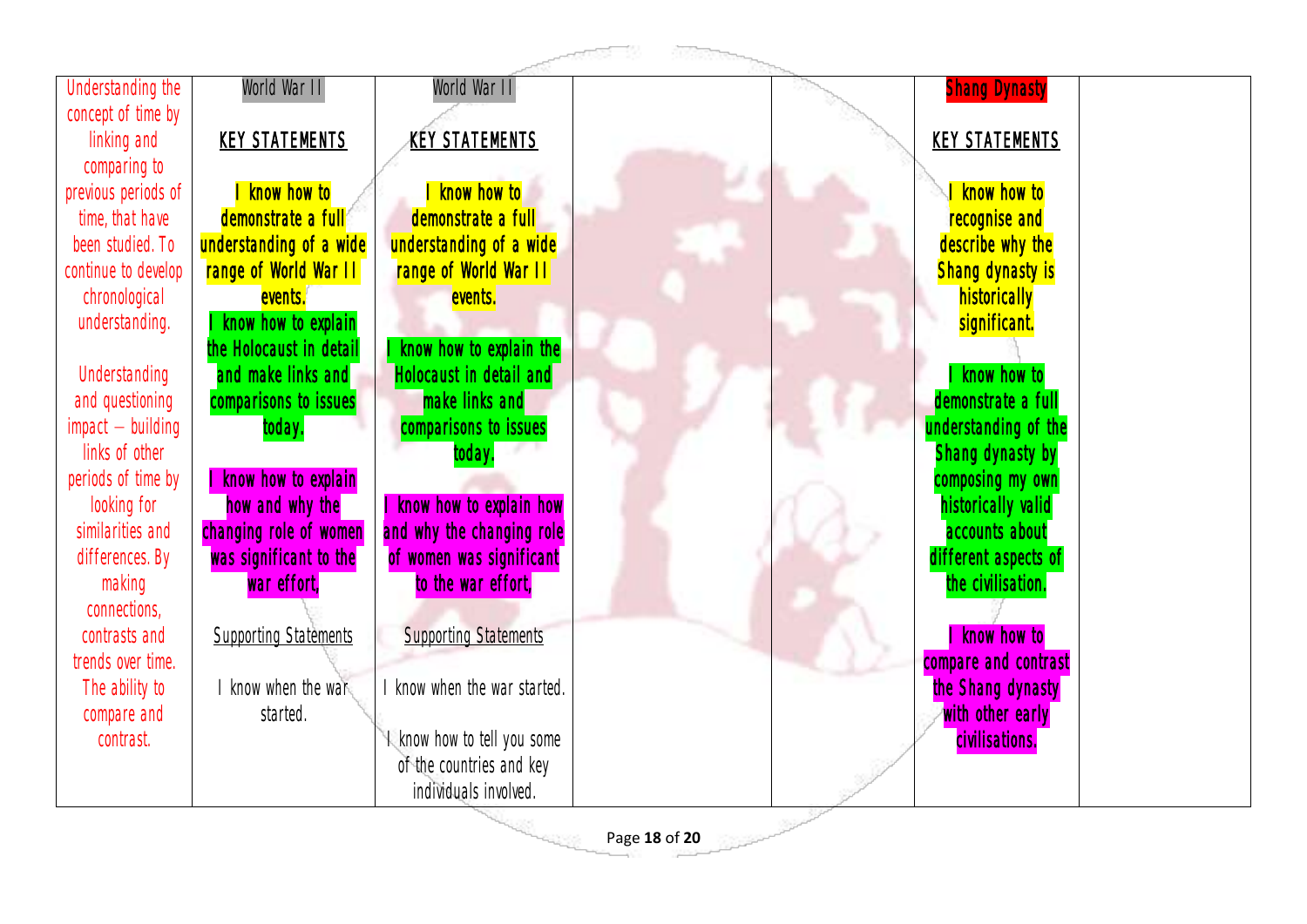| Understanding the concept of time by linking and comparing to previous periods of time, that have been studied. To continue to develop chronological understanding.<br><br>Understanding and questioning impact – building links of other periods of time by looking for similarities and differences. By making connections, contrasts and trends over time. The ability to compare and contrast. | World War II<br><br>**KEY STATEMENTS**<br><br>**I know how to demonstrate a full understanding of a wide range of World War II events.**<br>**I know how to explain the Holocaust in detail and make links and comparisons to issues today.**<br><br>**I know how to explain how and why the changing role of women was significant to the war effort,**<br><br>Supporting Statements<br><br>I know when the war started. | World War II<br><br>**KEY STATEMENTS**<br><br>**I know how to demonstrate a full understanding of a wide range of World War II events.**<br><br>**I know how to explain the Holocaust in detail and make links and comparisons to issues today.**<br><br>**I know how to explain how and why the changing role of women was significant to the war effort,**<br><br>Supporting Statements<br><br>I know when the war started.<br><br>I know how to tell you some of the countries and key individuals involved. | | | Shang Dynasty<br><br>**KEY STATEMENTS**<br><br>**I know how to recognise and describe why the Shang dynasty is historically significant.**<br><br>**I know how to demonstrate a full understanding of the Shang dynasty by composing my own historically valid accounts about different aspects of the civilisation.**<br><br>**I know how to compare and contrast the Shang dynasty with other early civilisations.** | |
|---|---|---|---|---|---|---|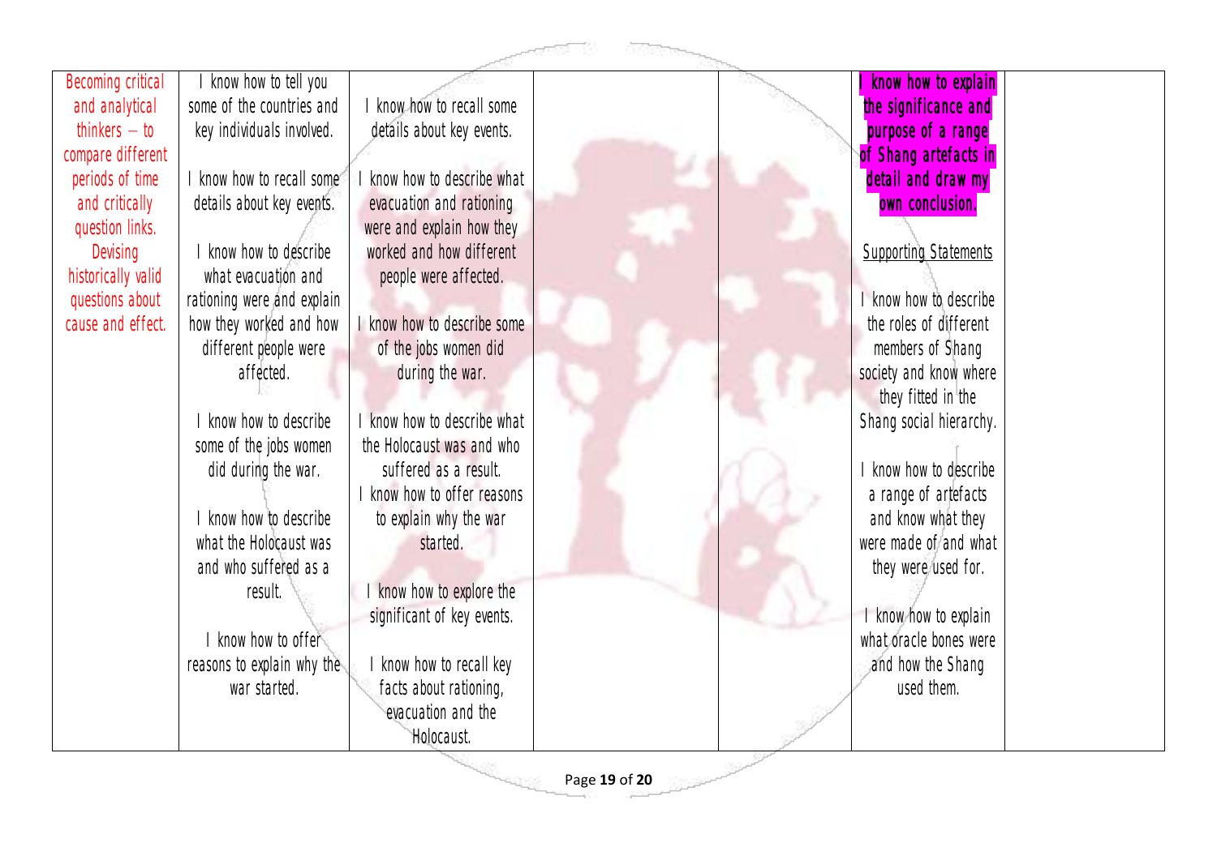| | | | | | | |
|---|---|---|---|---|---|---|
| Becoming critical and analytical thinkers – to compare different periods of time and critically question links. Devising historically valid questions about cause and effect. | I know how to tell you some of the countries and key individuals involved.<br><br>I know how to recall some details about key events.<br><br>I know how to describe what evacuation and rationing were and explain how they worked and how different people were affected.<br><br>I know how to describe some of the jobs women did during the war.<br><br>I know how to describe what the Holocaust was and who suffered as a result.<br><br>I know how to offer reasons to explain why the war started. | I know how to recall some details about key events.<br><br>I know how to describe what evacuation and rationing were and explain how they worked and how different people were affected.<br><br>I know how to describe some of the jobs women did during the war.<br><br>I know how to describe what the Holocaust was and who suffered as a result.<br>I know how to offer reasons to explain why the war started.<br><br>I know how to explore the significant of key events.<br><br>I know how to recall key facts about rationing, evacuation and the Holocaust. | | | **I know how to explain the significance and purpose of a range of Shang artefacts in detail and draw my own conclusion.**<br><br>Supporting Statements<br><br>I know how to describe the roles of different members of Shang society and know where they fitted in the Shang social hierarchy.<br><br>I know how to describe a range of artefacts and know what they were made of and what they were used for.<br><br>I know how to explain what oracle bones were and how the Shang used them. | |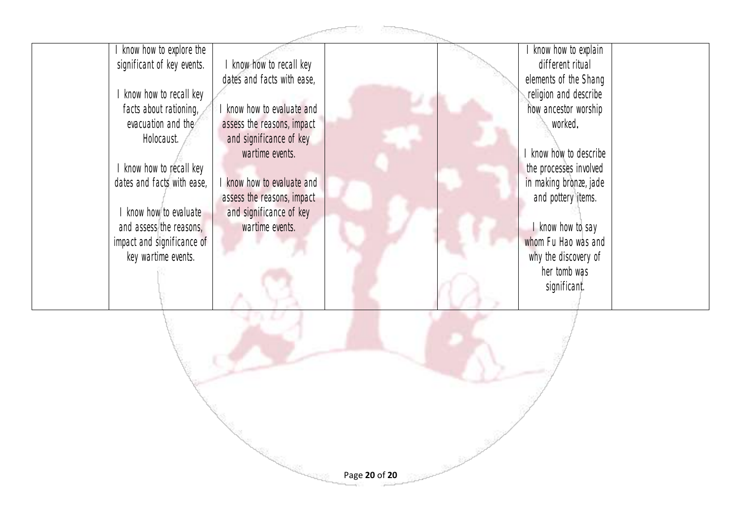| | | | | | | |
|---|---|---|---|---|---|---|
| | I know how to explore the significant of key events.<br><br>I know how to recall key facts about rationing, evacuation and the Holocaust.<br><br>I know how to recall key dates and facts with ease,<br><br>I know how to evaluate and assess the reasons, impact and significance of key wartime events. | I know how to recall key dates and facts with ease,<br><br>I know how to evaluate and assess the reasons, impact and significance of key wartime events.<br><br>I know how to evaluate and assess the reasons, impact and significance of key wartime events. | | | I know how to explain different ritual elements of the Shang religion and describe how ancestor worship worked.<br><br>I know how to describe the processes involved in making bronze, jade and pottery items.<br><br>I know how to say whom Fu Hao was and why the discovery of her tomb was significant. | |